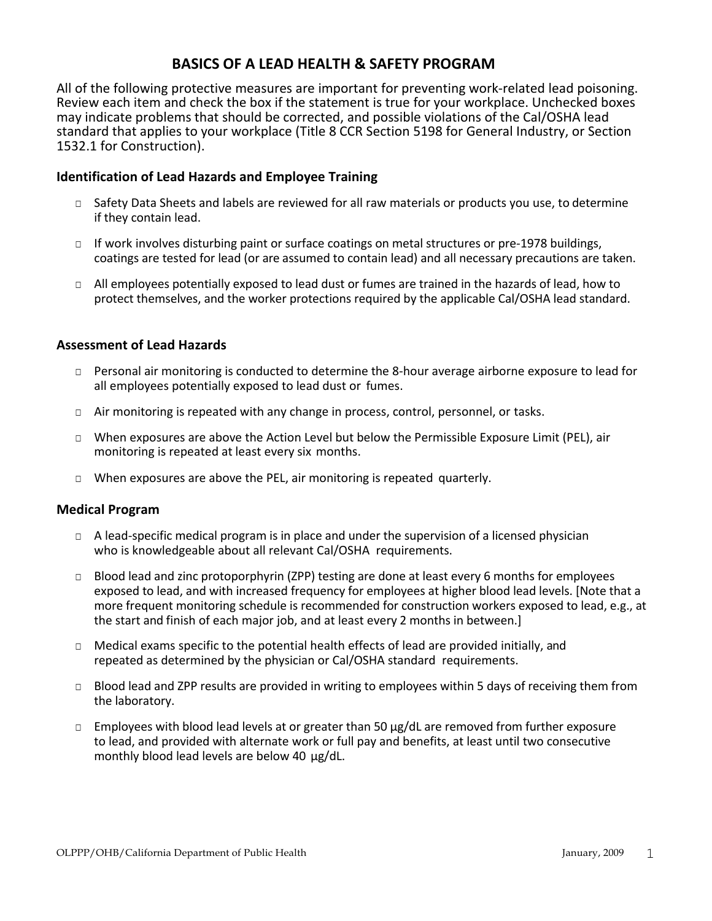# BASICS OF A LEAD HEALTH & SAFETY PROGRAM

All of the following protective measures are important for preventing work-related lead poisoning. Review each item and check the box if the statement is true for your workplace. Unchecked boxes may indicate problems that should be corrected, and possible violations of the Cal/OSHA lead standard that applies to your workplace (Title 8 CCR Section 5198 for General Industry, or Section 1532.1 for Construction).

### Identification of Lead Hazards and Employee Training

- ☐ Safety Data Sheets and labels are reviewed for all raw materials or products you use, to determine if they contain lead.
- ☐ If work involves disturbing paint or surface coatings on metal structures or pre-1978 buildings, coatings are tested for lead (or are assumed to contain lead) and all necessary precautions are taken.
- ☐ All employees potentially exposed to lead dust or fumes are trained in the hazards of lead, how to protect themselves, and the worker protections required by the applicable Cal/OSHA lead standard.

### Assessment of Lead Hazards

- ☐ Personal air monitoring is conducted to determine the 8-hour average airborne exposure to lead for all employees potentially exposed to lead dust or fumes.
- ☐ Air monitoring is repeated with any change in process, control, personnel, or tasks.
- ☐ When exposures are above the Action Level but below the Permissible Exposure Limit (PEL), air monitoring is repeated at least every six months.
- ☐ When exposures are above the PEL, air monitoring is repeated quarterly.

### Medical Program

- ☐ A lead-specific medical program is in place and under the supervision of a licensed physician who is knowledgeable about all relevant Cal/OSHA requirements.
- ☐ Blood lead and zinc protoporphyrin (ZPP) testing are done at least every 6 months for employees exposed to lead, and with increased frequency for employees at higher blood lead levels. [Note that a more frequent monitoring schedule is recommended for construction workers exposed to lead, e.g., at the start and finish of each major job, and at least every 2 months in between.]
- ☐ Medical exams specific to the potential health effects of lead are provided initially, and repeated as determined by the physician or Cal/OSHA standard requirements.
- ☐ Blood lead and ZPP results are provided in writing to employees within 5 days of receiving them from the laboratory.
- ☐ Employees with blood lead levels at or greater than 50 µg/dL are removed from further exposure to lead, and provided with alternate work or full pay and benefits, at least until two consecutive monthly blood lead levels are below 40 µg/dL.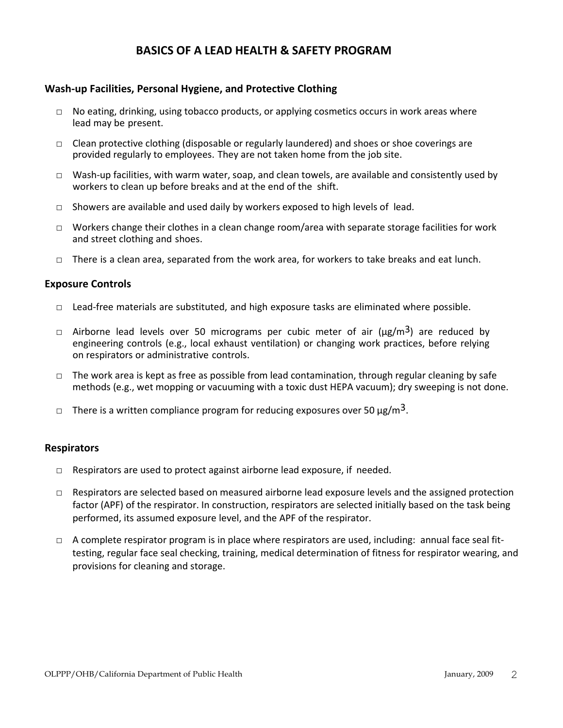# BASICS OF A LEAD HEALTH & SAFETY PROGRAM

### Wash-up Facilities, Personal Hygiene, and Protective Clothing

- □ No eating, drinking, using tobacco products, or applying cosmetics occurs in work areas where lead may be present.
- □ Clean protective clothing (disposable or regularly laundered) and shoes or shoe coverings are provided regularly to employees. They are not taken home from the job site.
- □ Wash-up facilities, with warm water, soap, and clean towels, are available and consistently used by workers to clean up before breaks and at the end of the shift.
- □ Showers are available and used daily by workers exposed to high levels of lead.
- □ Workers change their clothes in a clean change room/area with separate storage facilities for work and street clothing and shoes.
- □ There is a clean area, separated from the work area, for workers to take breaks and eat lunch.

### Exposure Controls

- □ Lead-free materials are substituted, and high exposure tasks are eliminated where possible.
- □ Airborne lead levels over 50 micrograms per cubic meter of air ($\mu g/m^3$) are reduced by engineering controls (e.g., local exhaust ventilation) or changing work practices, before relying on respirators or administrative controls.
- □ The work area is kept as free as possible from lead contamination, through regular cleaning by safe methods (e.g., wet mopping or vacuuming with a toxic dust HEPA vacuum); dry sweeping is not done.
- □ There is a written compliance program for reducing exposures over 50 $\mu g/m^3$.

### Respirators

- □ Respirators are used to protect against airborne lead exposure, if needed.
- □ Respirators are selected based on measured airborne lead exposure levels and the assigned protection factor (APF) of the respirator. In construction, respirators are selected initially based on the task being performed, its assumed exposure level, and the APF of the respirator.
- □ A complete respirator program is in place where respirators are used, including: annual face seal fit-testing, regular face seal checking, training, medical determination of fitness for respirator wearing, and provisions for cleaning and storage.